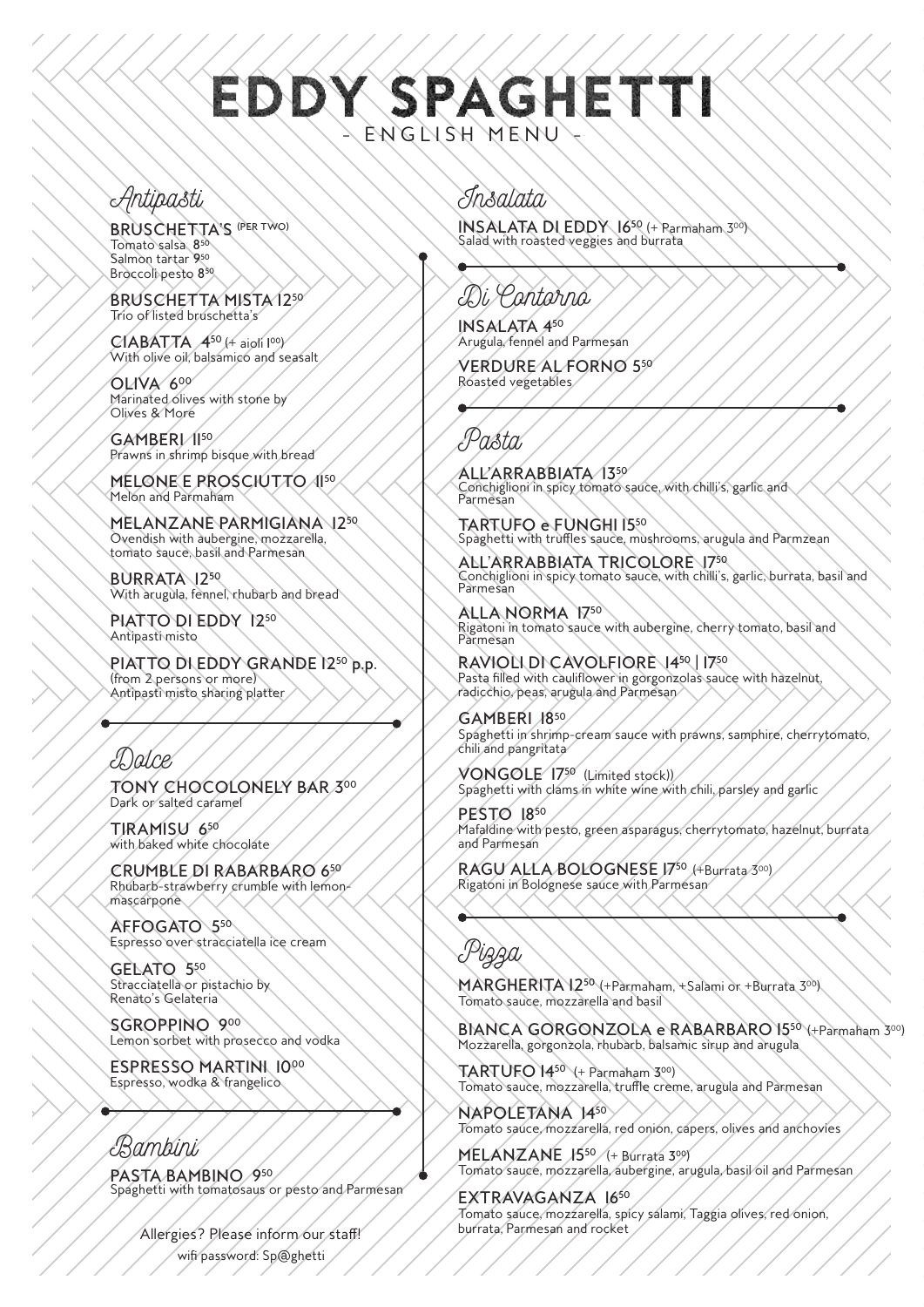# EDDY SPAGHETTI

- ENGLISH MENU -

## Antipasti

**BRUSCHETTA'S** (PER TWO)
Tomato salsa 8⁵⁰
Salmon tartar 9⁵⁰
Broccoli pesto 8⁵⁰

**BRUSCHETTA MISTA 12⁵⁰**
Trio of listed bruschetta's

**CIABATTA 4⁵⁰** (+ aioli 1⁰⁰)
With olive oil, balsamico and seasalt

**OLIVA 6⁰⁰**
Marinated olives with stone by Olives & More

**GAMBERI 11⁵⁰**
Prawns in shrimp bisque with bread

**MELONE E PROSCIUTTO 11⁵⁰**
Melon and Parmaham

**MELANZANE PARMIGIANA 12⁵⁰**
Ovendish with aubergine, mozzarella, tomato sauce, basil and Parmesan

**BURRATA 12⁵⁰**
With arugula, fennel, rhubarb and bread

**PIATTO DI EDDY 12⁵⁰**
Antipasti misto

**PIATTO DI EDDY GRANDE 12⁵⁰ p.p.**
(from 2 persons or more)
Antipasti misto sharing platter

## Dolce

**TONY CHOCOLONELY BAR 3⁰⁰**
Dark or salted caramel

**TIRAMISU 6⁵⁰**
with baked white chocolate

**CRUMBLE DI RABARBARO 6⁵⁰**
Rhubarb-strawberry crumble with lemon-mascarpone

**AFFOGATO 5⁵⁰**
Espresso over stracciatella ice cream

**GELATO 5⁵⁰**
Stracciatella or pistachio by Renato's Gelateria

**SGROPPINO 9⁰⁰**
Lemon sorbet with prosecco and vodka

**ESPRESSO MARTINI 10⁰⁰**
Espresso, wodka & frangelico

## Bambini

**PASTA BAMBINO 9⁵⁰**
Spaghetti with tomatosaus or pesto and Parmesan

Allergies? Please inform our staff!
wifi password: Sp@ghetti

## Insalata

**INSALATA DI EDDY 16⁵⁰** (+ Parmaham 3⁰⁰)
Salad with roasted veggies and burrata

## Di Contorno

**INSALATA 4⁵⁰**
Arugula, fennel and Parmesan

**VERDURE AL FORNO 5⁵⁰**
Roasted vegetables

## Pasta

**ALL'ARRABBIATA 13⁵⁰**
Conchiglioni in spicy tomato sauce, with chilli's, garlic and Parmesan

**TARTUFO e FUNGHI 15⁵⁰**
Spaghetti with truffles sauce, mushrooms, arugula and Parmzean

**ALL'ARRABBIATA TRICOLORE 17⁵⁰**
Conchiglioni in spicy tomato sauce, with chilli's, garlic, burrata, basil and Parmesan

**ALLA NORMA 17⁵⁰**
Rigatoni in tomato sauce with aubergine, cherry tomato, basil and Parmesan

**RAVIOLI DI CAVOLFIORE 14⁵⁰ | 17⁵⁰**
Pasta filled with cauliflower in gorgonzolas sauce with hazelnut, radicchio, peas, arugula and Parmesan

**GAMBERI 18⁵⁰**
Spaghetti in shrimp-cream sauce with prawns, samphire, cherrytomato, chili and pangritata

**VONGOLE 17⁵⁰** (Limited stock))
Spaghetti with clams in white wine with chili, parsley and garlic

**PESTO 18⁵⁰**
Mafaldine with pesto, green asparagus, cherrytomato, hazelnut, burrata and Parmesan

**RAGU ALLA BOLOGNESE 17⁵⁰** (+Burrata 3⁰⁰)
Rigatoni in Bolognese sauce with Parmesan

## Pizza

**MARGHERITA 12⁵⁰** (+Parmaham, +Salami or +Burrata 3⁰⁰)
Tomato sauce, mozzarella and basil

**BIANCA GORGONZOLA e RABARBARO 15⁵⁰** (+Parmaham 3⁰⁰)
Mozzarella, gorgonzola, rhubarb, balsamic sirup and arugula

**TARTUFO 14⁵⁰** (+ Parmaham 3⁰⁰)
Tomato sauce, mozzarella, truffle creme, arugula and Parmesan

**NAPOLETANA 14⁵⁰**
Tomato sauce, mozzarella, red onion, capers, olives and anchovies

**MELANZANE 15⁵⁰** (+ Burrata 3⁰⁰)
Tomato sauce, mozzarella, aubergine, arugula, basil oil and Parmesan

**EXTRAVAGANZA 16⁵⁰**
Tomato sauce, mozzarella, spicy salami, Taggia olives, red onion, burrata, Parmesan and rocket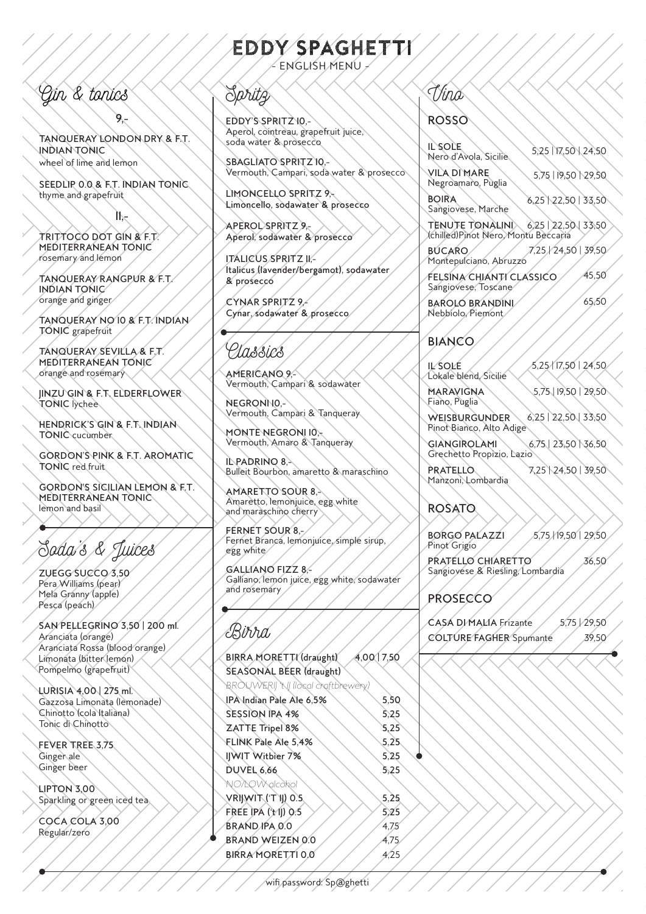# EDDY SPAGHETTI

– ENGLISH MENU –

## Gin & tonics

**9,-**

**TANQUERAY LONDON DRY & F.T. INDIAN TONIC**
wheel of lime and lemon

**SEEDLIP 0.0 & F.T. INDIAN TONIC**
thyme and grapefruit

**11,-**

**TRITTOCO DOT GIN & F.T. MEDITERRANEAN TONIC**
rosemary and lemon

**TANQUERAY RANGPUR & F.T. INDIAN TONIC**
orange and ginger

**TANQUERAY NO 10 & F.T. INDIAN TONIC** grapefruit

**TANQUERAY SEVILLA & F.T. MEDITERRANEAN TONIC**
orange and rosemary

**JINZU GIN & F.T. ELDERFLOWER TONIC** lychee

**HENDRICK'S GIN & F.T. INDIAN TONIC** cucumber

**GORDON'S PINK & F.T. AROMATIC TONIC** red fruit

**GORDON'S SICILIAN LEMON & F.T. MEDITERRANEAN TONIC**
lemon and basil

## Soda's & Juices

**ZUEGG SUCCO 3,50**
Pera Williams (pear)
Mela Granny (apple)
Pesca (peach)

**SAN PELLEGRINO 3,50 | 200 ml.**
Aranciata (orange)
Aranciata Rossa (blood orange)
Limonata (bitter lemon)
Pompelmo (grapefruit)

**LURISIA 4,00 | 275 ml.**
Gazzosa Limonata (lemonade)
Chinotto (cola Italiana)
Tonic di Chinotto

**FEVER TREE 3,75**
Ginger ale
Ginger beer

**LIPTON 3,00**
Sparkling or green iced tea

**COCA COLA 3,00**
Regular/zero

## Spritz

**EDDY'S SPRITZ 10,-**
Aperol, cointreau, grapefruit juice, soda water & prosecco

**SBAGLIATO SPRITZ 10,-**
Vermouth, Campari, soda water & prosecco

**LIMONCELLO SPRITZ 9,-**
Limoncello, sodawater & prosecco

**APEROL SPRITZ 9,-**
Aperol, sodawater & prosecco

**ITALICUS SPRITZ 11,-**
Italicus (lavender/bergamot), sodawater & prosecco

**CYNAR SPRITZ 9,-**
Cynar, sodawater & prosecco

## Classics

**AMERICANO 9,-**
Vermouth, Campari & sodawater

**NEGRONI 10,-**
Vermouth, Campari & Tanqueray

**MONTE NEGRONI 10,-**
Vermouth, Amaro & Tanqueray

**IL PADRINO 8,-**
Bulleit Bourbon, amaretto & maraschino

**AMARETTO SOUR 8,-**
Amaretto, lemonjuice, egg white and maraschino cherry

**FERNET SOUR 8,-**
Fernet Branca, lemonjuice, simple sirup, egg white

**GALLIANO FIZZ 8,-**
Galliano, lemon juice, egg white, sodawater and rosemary

## Birra

| | |
|---|---|
| **BIRRA MORETTI (draught)** | 4,00 \| 7,50 |
| **SEASONAL BEER (draught)** | |
| *BROUWERIJ 't IJ (local craftbrewery)* | |
| IPA Indian Pale Ale 6,5% | 5,50 |
| SESSION IPA 4% | 5,25 |
| ZATTE Tripel 8% | 5,25 |
| FLINK Pale Ale 5,4% | 5,25 |
| IJWIT Witbier 7% | 5,25 |
| DUVEL 6,66 | 5,25 |
| *NO/LOW alcohol* | |
| VRIJWIT ('T IJ) 0.5 | 5,25 |
| FREE IPA ('t IJ) 0.5 | 5,25 |
| BRAND IPA 0.0 | 4,75 |
| BRAND WEIZEN 0.0 | 4,75 |
| BIRRA MORETTI 0.0 | 4,25 |

## Vino

### ROSSO

| | |
|---|---|
| **IL SOLE** Nero d'Avola, Sicilie | 5,25 \| 17,50 \| 24,50 |
| **VILA DI MARE** Negroamaro, Puglia | 5,75 \| 19,50 \| 29,50 |
| **BOIRA** Sangiovese, Marche | 6,25 \| 22,50 \| 33,50 |
| **TENUTE TONALINI** (chilled)Pinot Nero, Montu Beccaria | 6,25 \| 22,50 \| 33,50 |
| **BUCARO** Montepulciano, Abruzzo | 7,25 \| 24,50 \| 39,50 |
| **FELSINA CHIANTI CLASSICO** Sangiovese, Toscane | 45,50 |
| **BAROLO BRANDINI** Nebbiolo, Piemont | 65,50 |

### BIANCO

| | |
|---|---|
| **IL SOLE** Lokale blend, Sicilie | 5,25 \| 17,50 \| 24,50 |
| **MARAVIGNA** Fiano, Puglia | 5,75 \| 19,50 \| 29,50 |
| **WEISBURGUNDER** Pinot Bianco, Alto Adige | 6,25 \| 22,50 \| 33,50 |
| **GIANGIROLAMI** Grechetto Propizio, Lazio | 6,75 \| 23,50 \| 36,50 |
| **PRATELLO** Manzoni, Lombardia | 7,25 \| 24,50 \| 39,50 |

### ROSATO

| | |
|---|---|
| **BORGO PALAZZI** Pinot Grigio | 5,75 \| 19,50 \| 29,50 |
| **PRATELLO CHIARETTO** Sangiovese & Riesling, Lombardia | 36,50 |

### PROSECCO

| | |
|---|---|
| **CASA DI MALIA** Frizante | 5,75 \| 29,50 |
| **COLTURE FAGHER** Spumante | 39,50 |

wifi password: Sp@ghetti